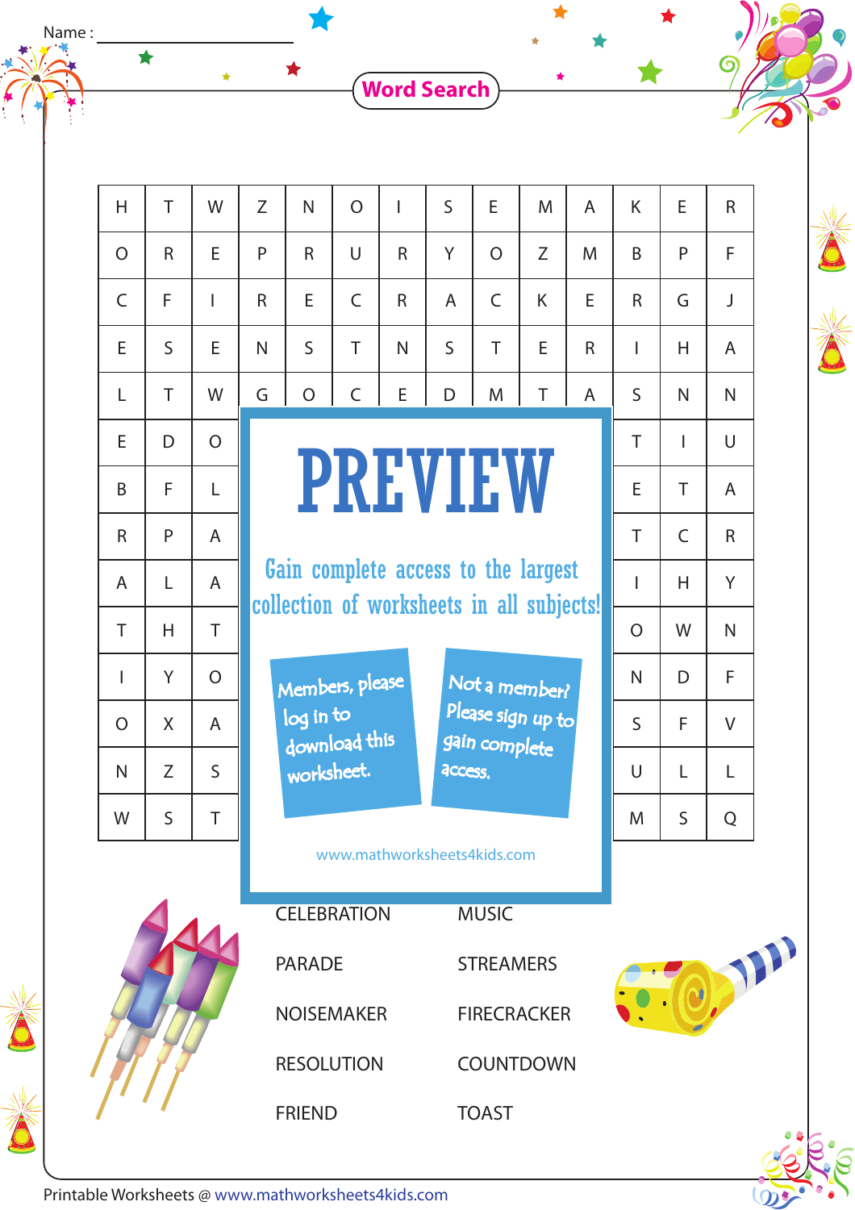Name : ____________________

# Word Search

| | | | | | | | | | | | | | |
|---|---|---|---|---|---|---|---|---|---|---|---|---|---|
| H | T | W | Z | N | O | I | S | E | M | A | K | E | R |
| O | R | E | P | R | U | R | Y | O | Z | M | B | P | F |
| C | F | I | R | E | C | R | A | C | K | E | R | G | J |
| E | S | E | N | S | T | N | S | T | E | R | I | H | A |
| L | T | W | G | O | C | E | D | M | T | A | S | N | N |
| E | D | O | | | | | | | | | T | I | U |
| B | F | L | | | | | | | | | E | T | A |
| R | P | A | | | | | | | | | T | C | R |
| A | L | A | | | | | | | | | I | H | Y |
| T | H | T | | | | | | | | | O | W | N |
| I | Y | O | | | | | | | | | N | D | F |
| O | X | A | | | | | | | | | S | F | V |
| N | Z | S | | | | | | | | | U | L | L |
| W | S | T | | | | | | | | | M | S | Q |

PREVIEW

Gain complete access to the largest collection of worksheets in all subjects!

Members, please log in to download this worksheet.

Not a member? Please sign up to gain complete access.

www.mathworksheets4kids.com

CELEBRATION
MUSIC
PARADE
STREAMERS
NOISEMAKER
FIRECRACKER
RESOLUTION
COUNTDOWN
FRIEND
TOAST

Printable Worksheets @ www.mathworksheets4kids.com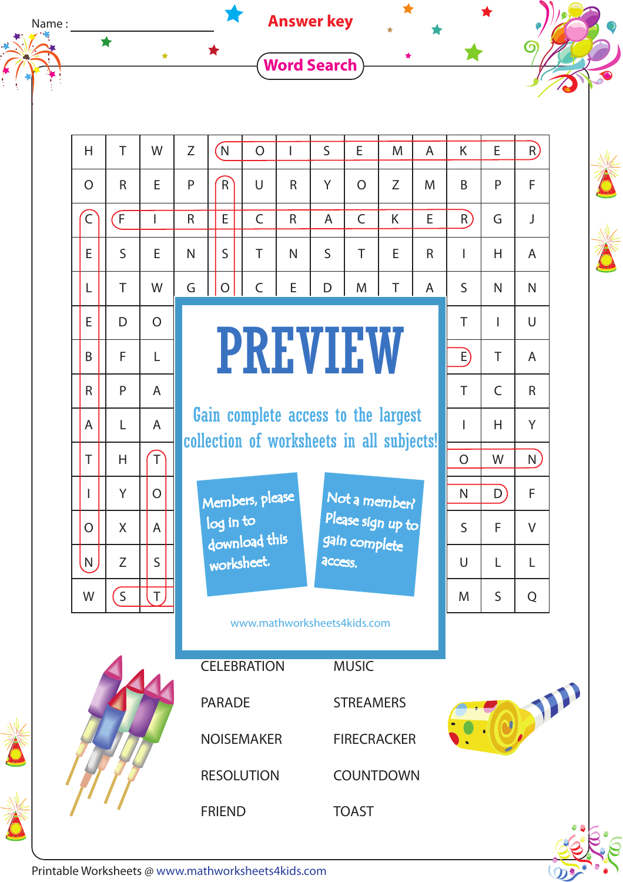Name : ______________________

**Answer key**

## Word Search

| | | | | | | | | | | | | | |
|---|---|---|---|---|---|---|---|---|---|---|---|---|---|
| H | T | W | Z | N | O | I | S | E | M | A | K | E | R |
| O | R | E | P | R | U | R | Y | O | Z | M | B | P | F |
| C | F | I | R | E | C | R | A | C | K | E | R | G | J |
| E | S | E | N | S | T | N | S | T | E | R | I | H | A |
| L | T | W | G | O | C | E | D | M | T | A | S | N | N |
| E | D | O | | | | | | | | | T | I | U |
| B | F | L | | | | | | | | | E | T | A |
| R | P | A | | | | | | | | | T | C | R |
| A | L | A | | | | | | | | | I | H | Y |
| T | H | T | | | | | | | | | O | W | N |
| I | Y | O | | | | | | | | | N | D | F |
| O | X | A | | | | | | | | | S | F | V |
| N | Z | S | | | | | | | | | U | L | L |
| W | S | T | | | | | | | | | M | S | Q |

# PREVIEW

Gain complete access to the largest collection of worksheets in all subjects!

Members, please log in to download this worksheet.

Not a member? Please sign up to gain complete access.

www.mathworksheets4kids.com

| | |
|---|---|
| CELEBRATION | MUSIC |
| PARADE | STREAMERS |
| NOISEMAKER | FIRECRACKER |
| RESOLUTION | COUNTDOWN |
| FRIEND | TOAST |

Printable Worksheets @ www.mathworksheets4kids.com